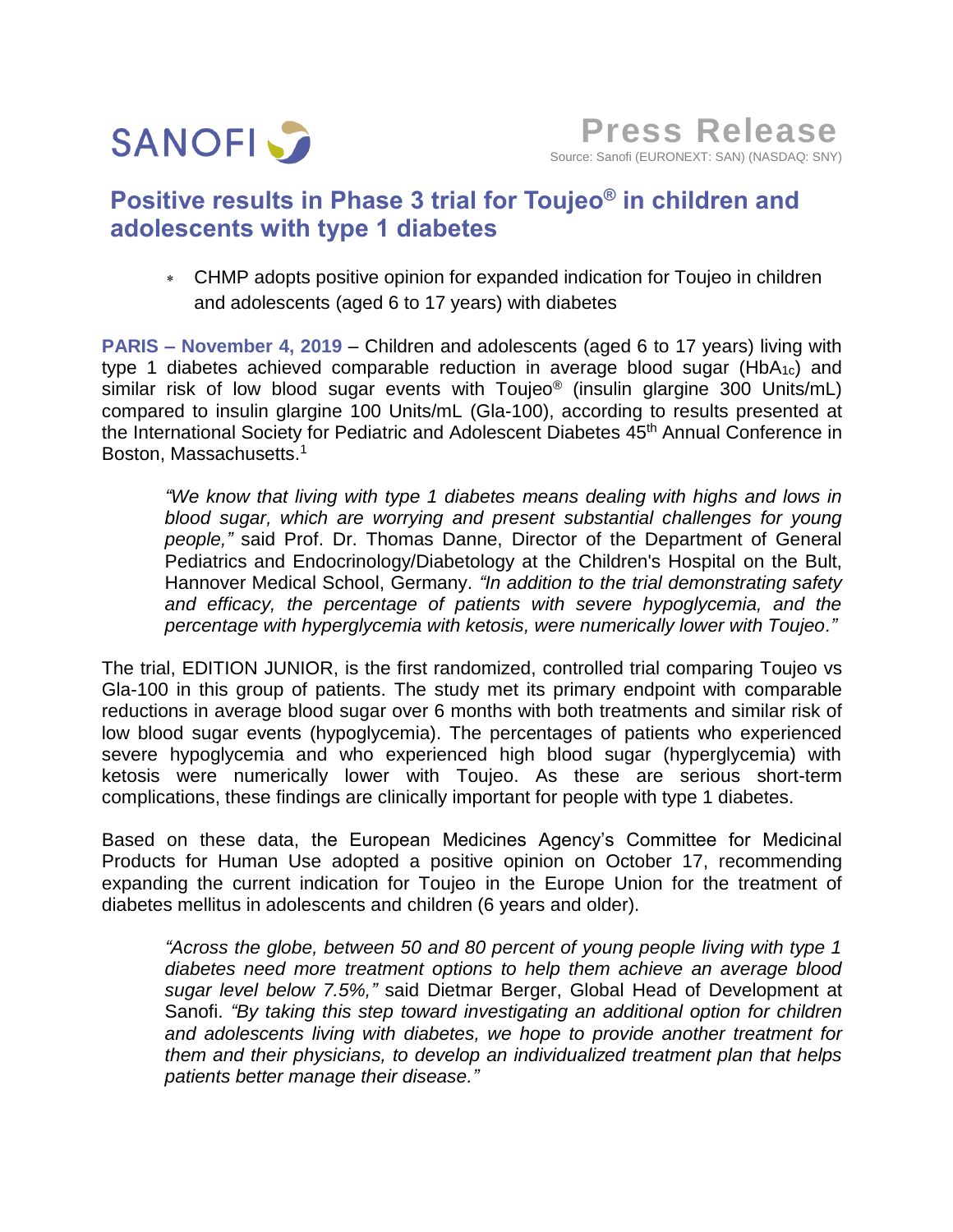**SANOFI**

**Press Release**

Source: Sanofi (EURONEXT: SAN) (NASDAQ: SNY)

# Positive results in Phase 3 trial for Toujeo® in children and adolescents with type 1 diabetes

* CHMP adopts positive opinion for expanded indication for Toujeo in children and adolescents (aged 6 to 17 years) with diabetes

**PARIS – November 4, 2019** – Children and adolescents (aged 6 to 17 years) living with type 1 diabetes achieved comparable reduction in average blood sugar ($HbA_{1c}$) and similar risk of low blood sugar events with Toujeo® (insulin glargine 300 Units/mL) compared to insulin glargine 100 Units/mL (Gla-100), according to results presented at the International Society for Pediatric and Adolescent Diabetes 45th Annual Conference in Boston, Massachusetts.[1]

> *"We know that living with type 1 diabetes means dealing with highs and lows in blood sugar, which are worrying and present substantial challenges for young people,"* said Prof. Dr. Thomas Danne, Director of the Department of General Pediatrics and Endocrinology/Diabetology at the Children's Hospital on the Bult, Hannover Medical School, Germany. *"In addition to the trial demonstrating safety and efficacy, the percentage of patients with severe hypoglycemia, and the percentage with hyperglycemia with ketosis, were numerically lower with Toujeo."*

The trial, EDITION JUNIOR, is the first randomized, controlled trial comparing Toujeo vs Gla-100 in this group of patients. The study met its primary endpoint with comparable reductions in average blood sugar over 6 months with both treatments and similar risk of low blood sugar events (hypoglycemia). The percentages of patients who experienced severe hypoglycemia and who experienced high blood sugar (hyperglycemia) with ketosis were numerically lower with Toujeo. As these are serious short-term complications, these findings are clinically important for people with type 1 diabetes.

Based on these data, the European Medicines Agency's Committee for Medicinal Products for Human Use adopted a positive opinion on October 17, recommending expanding the current indication for Toujeo in the Europe Union for the treatment of diabetes mellitus in adolescents and children (6 years and older).

> *"Across the globe, between 50 and 80 percent of young people living with type 1 diabetes need more treatment options to help them achieve an average blood sugar level below 7.5%,"* said Dietmar Berger, Global Head of Development at Sanofi. *"By taking this step toward investigating an additional option for children and adolescents living with diabetes, we hope to provide another treatment for them and their physicians, to develop an individualized treatment plan that helps patients better manage their disease."*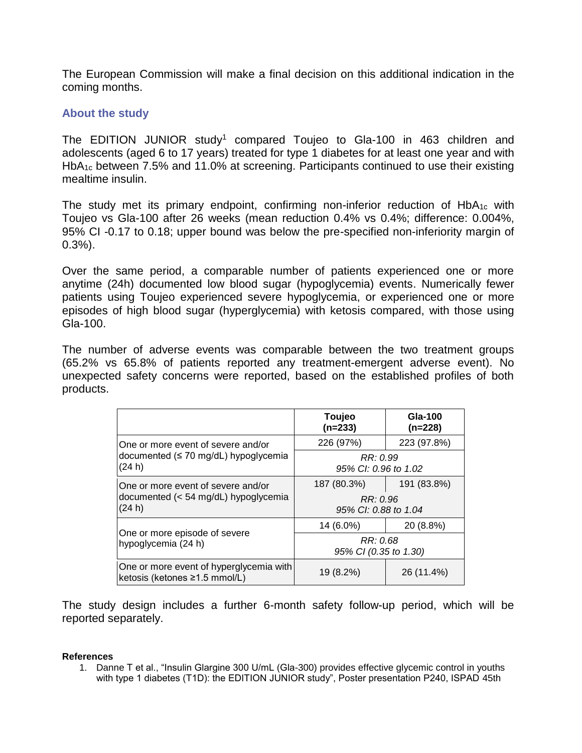The European Commission will make a final decision on this additional indication in the coming months.

## About the study

The EDITION JUNIOR study[1] compared Toujeo to Gla-100 in 463 children and adolescents (aged 6 to 17 years) treated for type 1 diabetes for at least one year and with $HbA_{1c}$ between 7.5% and 11.0% at screening. Participants continued to use their existing mealtime insulin.

The study met its primary endpoint, confirming non-inferior reduction of $HbA_{1c}$ with Toujeo vs Gla-100 after 26 weeks (mean reduction 0.4% vs 0.4%; difference: 0.004%, 95% CI -0.17 to 0.18; upper bound was below the pre-specified non-inferiority margin of 0.3%).

Over the same period, a comparable number of patients experienced one or more anytime (24h) documented low blood sugar (hypoglycemia) events. Numerically fewer patients using Toujeo experienced severe hypoglycemia, or experienced one or more episodes of high blood sugar (hyperglycemia) with ketosis compared, with those using Gla-100.

The number of adverse events was comparable between the two treatment groups (65.2% vs 65.8% of patients reported any treatment-emergent adverse event). No unexpected safety concerns were reported, based on the established profiles of both products.

| | **Toujeo (n=233)** | **Gla-100 (n=228)** |
|---|---|---|
| One or more event of severe and/or documented (≤ 70 mg/dL) hypoglycemia (24 h) | 226 (97%) | 223 (97.8%) |
| | *RR: 0.99 95% CI: 0.96 to 1.02* | |
| One or more event of severe and/or documented (< 54 mg/dL) hypoglycemia (24 h) | 187 (80.3%) | 191 (83.8%) |
| | *RR: 0.96 95% CI: 0.88 to 1.04* | |
| One or more episode of severe hypoglycemia (24 h) | 14 (6.0%) | 20 (8.8%) |
| | *RR: 0.68 95% CI (0.35 to 1.30)* | |
| One or more event of hyperglycemia with ketosis (ketones ≥1.5 mmol/L) | 19 (8.2%) | 26 (11.4%) |

The study design includes a further 6-month safety follow-up period, which will be reported separately.

**References**

1. Danne T et al., "Insulin Glargine 300 U/mL (Gla-300) provides effective glycemic control in youths with type 1 diabetes (T1D): the EDITION JUNIOR study", Poster presentation P240, ISPAD 45th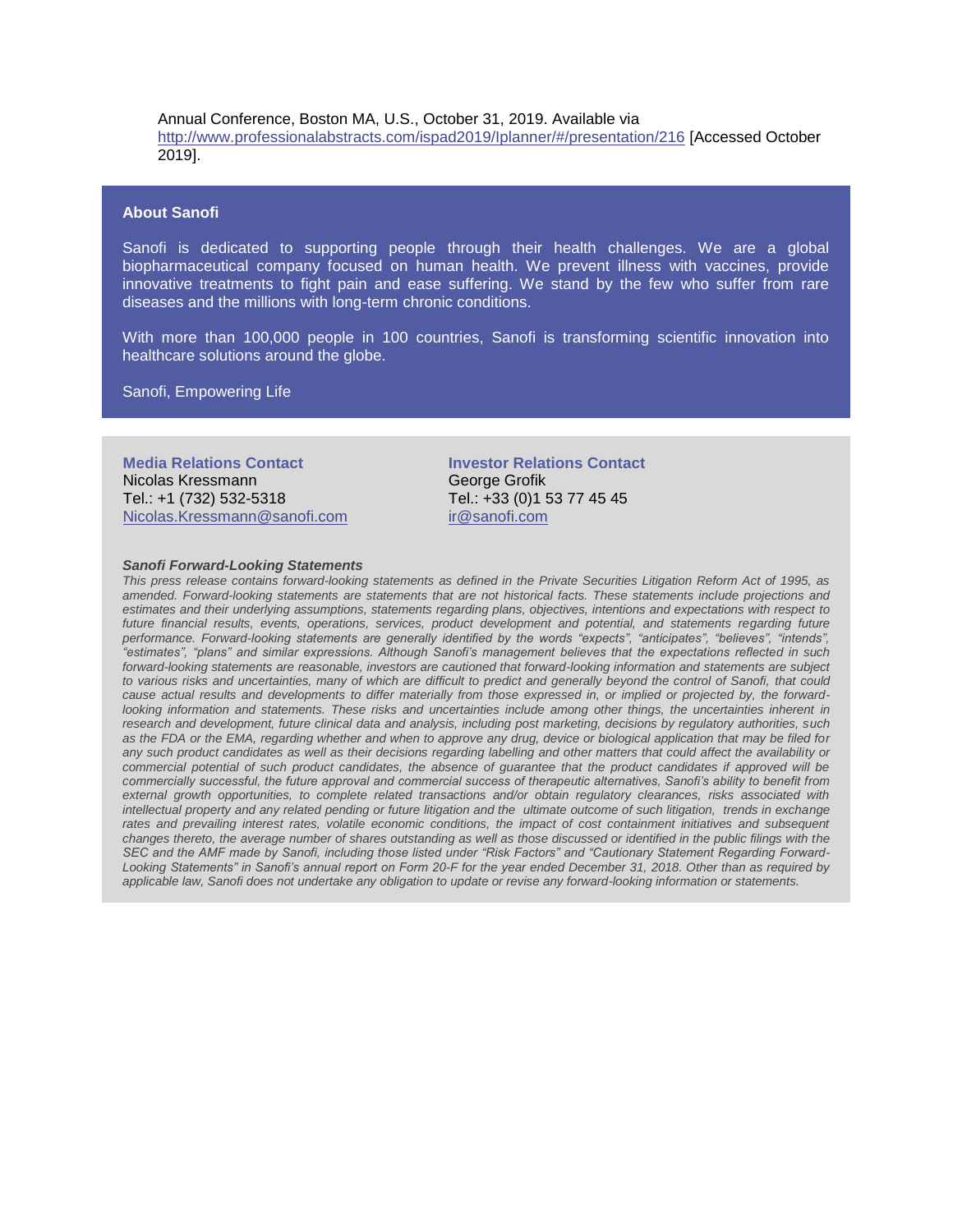Annual Conference, Boston MA, U.S., October 31, 2019. Available via http://www.professionalabstracts.com/ispad2019/Iplanner/#/presentation/216 [Accessed October 2019].

**About Sanofi**

Sanofi is dedicated to supporting people through their health challenges. We are a global biopharmaceutical company focused on human health. We prevent illness with vaccines, provide innovative treatments to fight pain and ease suffering. We stand by the few who suffer from rare diseases and the millions with long-term chronic conditions.

With more than 100,000 people in 100 countries, Sanofi is transforming scientific innovation into healthcare solutions around the globe.

Sanofi, Empowering Life

**Media Relations Contact**
Nicolas Kressmann
Tel.: +1 (732) 532-5318
Nicolas.Kressmann@sanofi.com

**Investor Relations Contact**
George Grofik
Tel.: +33 (0)1 53 77 45 45
ir@sanofi.com

***Sanofi Forward-Looking Statements***

*This press release contains forward-looking statements as defined in the Private Securities Litigation Reform Act of 1995, as amended. Forward-looking statements are statements that are not historical facts. These statements include projections and estimates and their underlying assumptions, statements regarding plans, objectives, intentions and expectations with respect to future financial results, events, operations, services, product development and potential, and statements regarding future performance. Forward-looking statements are generally identified by the words "expects", "anticipates", "believes", "intends", "estimates", "plans" and similar expressions. Although Sanofi's management believes that the expectations reflected in such forward-looking statements are reasonable, investors are cautioned that forward-looking information and statements are subject to various risks and uncertainties, many of which are difficult to predict and generally beyond the control of Sanofi, that could cause actual results and developments to differ materially from those expressed in, or implied or projected by, the forward-looking information and statements. These risks and uncertainties include among other things, the uncertainties inherent in research and development, future clinical data and analysis, including post marketing, decisions by regulatory authorities, such as the FDA or the EMA, regarding whether and when to approve any drug, device or biological application that may be filed for any such product candidates as well as their decisions regarding labelling and other matters that could affect the availability or commercial potential of such product candidates, the absence of guarantee that the product candidates if approved will be commercially successful, the future approval and commercial success of therapeutic alternatives, Sanofi's ability to benefit from external growth opportunities, to complete related transactions and/or obtain regulatory clearances, risks associated with intellectual property and any related pending or future litigation and the ultimate outcome of such litigation, trends in exchange rates and prevailing interest rates, volatile economic conditions, the impact of cost containment initiatives and subsequent changes thereto, the average number of shares outstanding as well as those discussed or identified in the public filings with the SEC and the AMF made by Sanofi, including those listed under "Risk Factors" and "Cautionary Statement Regarding Forward-Looking Statements" in Sanofi's annual report on Form 20-F for the year ended December 31, 2018. Other than as required by applicable law, Sanofi does not undertake any obligation to update or revise any forward-looking information or statements.*